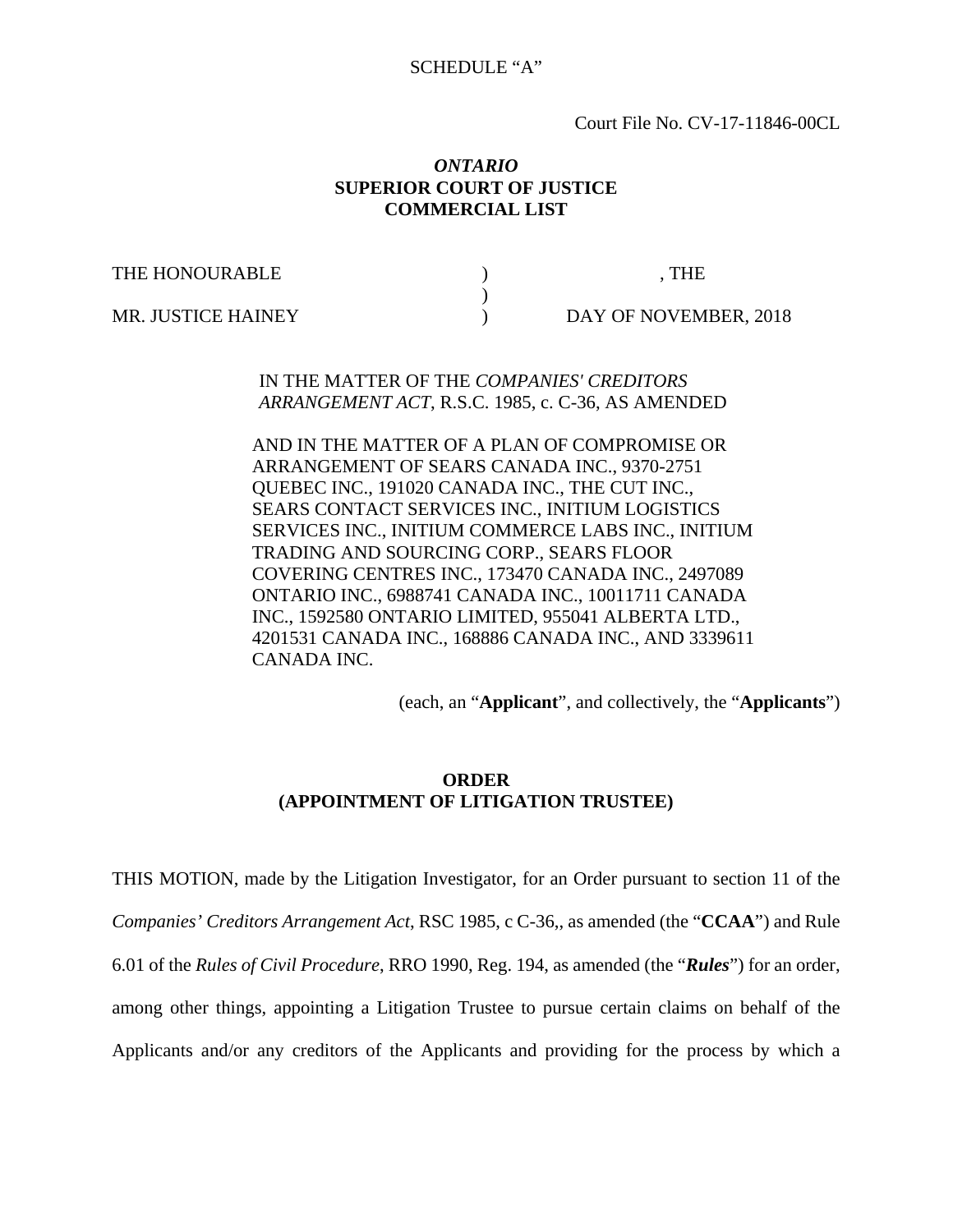SCHEDULE "A"

Court File No. CV-17-11846-00CL

***ONTARIO***
**SUPERIOR COURT OF JUSTICE**
**COMMERCIAL LIST**

| | | |
|---|---|---|
| THE HONOURABLE | ) | , THE |
| | ) | |
| MR. JUSTICE HAINEY | ) | DAY OF NOVEMBER, 2018 |

IN THE MATTER OF THE *COMPANIES' CREDITORS ARRANGEMENT ACT*, R.S.C. 1985, c. C-36, AS AMENDED

AND IN THE MATTER OF A PLAN OF COMPROMISE OR ARRANGEMENT OF SEARS CANADA INC., 9370-2751 QUEBEC INC., 191020 CANADA INC., THE CUT INC., SEARS CONTACT SERVICES INC., INITIUM LOGISTICS SERVICES INC., INITIUM COMMERCE LABS INC., INITIUM TRADING AND SOURCING CORP., SEARS FLOOR COVERING CENTRES INC., 173470 CANADA INC., 2497089 ONTARIO INC., 6988741 CANADA INC., 10011711 CANADA INC., 1592580 ONTARIO LIMITED, 955041 ALBERTA LTD., 4201531 CANADA INC., 168886 CANADA INC., AND 3339611 CANADA INC.

(each, an "**Applicant**", and collectively, the "**Applicants**")

**ORDER**
**(APPOINTMENT OF LITIGATION TRUSTEE)**

THIS MOTION, made by the Litigation Investigator, for an Order pursuant to section 11 of the *Companies' Creditors Arrangement Act*, RSC 1985, c C-36,, as amended (the "**CCAA**") and Rule 6.01 of the *Rules of Civil Procedure*, RRO 1990, Reg. 194, as amended (the "***Rules***") for an order, among other things, appointing a Litigation Trustee to pursue certain claims on behalf of the Applicants and/or any creditors of the Applicants and providing for the process by which a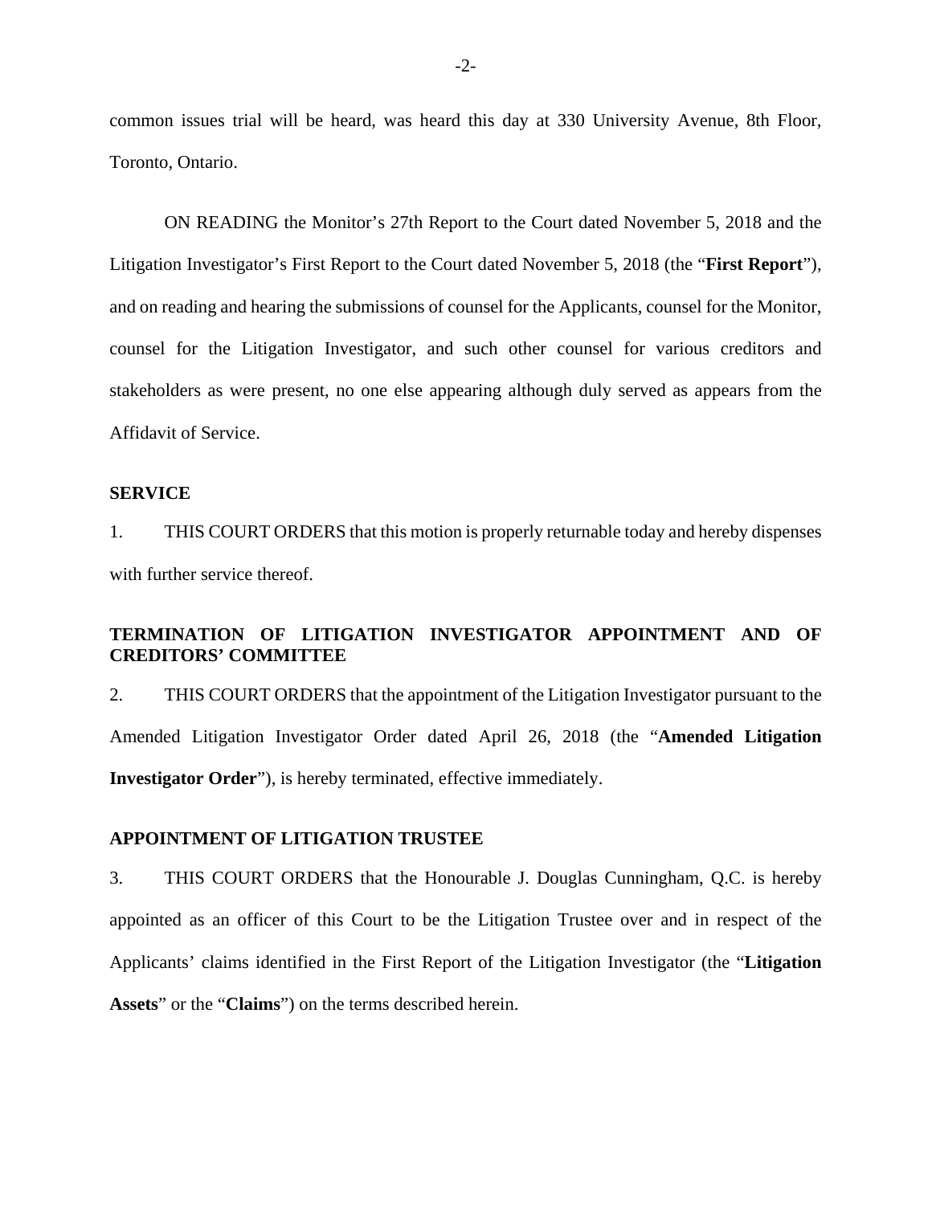common issues trial will be heard, was heard this day at 330 University Avenue, 8th Floor, Toronto, Ontario.

ON READING the Monitor's 27th Report to the Court dated November 5, 2018 and the Litigation Investigator's First Report to the Court dated November 5, 2018 (the "**First Report**"), and on reading and hearing the submissions of counsel for the Applicants, counsel for the Monitor, counsel for the Litigation Investigator, and such other counsel for various creditors and stakeholders as were present, no one else appearing although duly served as appears from the Affidavit of Service.

**SERVICE**

1. THIS COURT ORDERS that this motion is properly returnable today and hereby dispenses with further service thereof.

**TERMINATION OF LITIGATION INVESTIGATOR APPOINTMENT AND OF CREDITORS' COMMITTEE**

2. THIS COURT ORDERS that the appointment of the Litigation Investigator pursuant to the Amended Litigation Investigator Order dated April 26, 2018 (the "**Amended Litigation Investigator Order**"), is hereby terminated, effective immediately.

**APPOINTMENT OF LITIGATION TRUSTEE**

3. THIS COURT ORDERS that the Honourable J. Douglas Cunningham, Q.C. is hereby appointed as an officer of this Court to be the Litigation Trustee over and in respect of the Applicants' claims identified in the First Report of the Litigation Investigator (the "**Litigation Assets**" or the "**Claims**") on the terms described herein.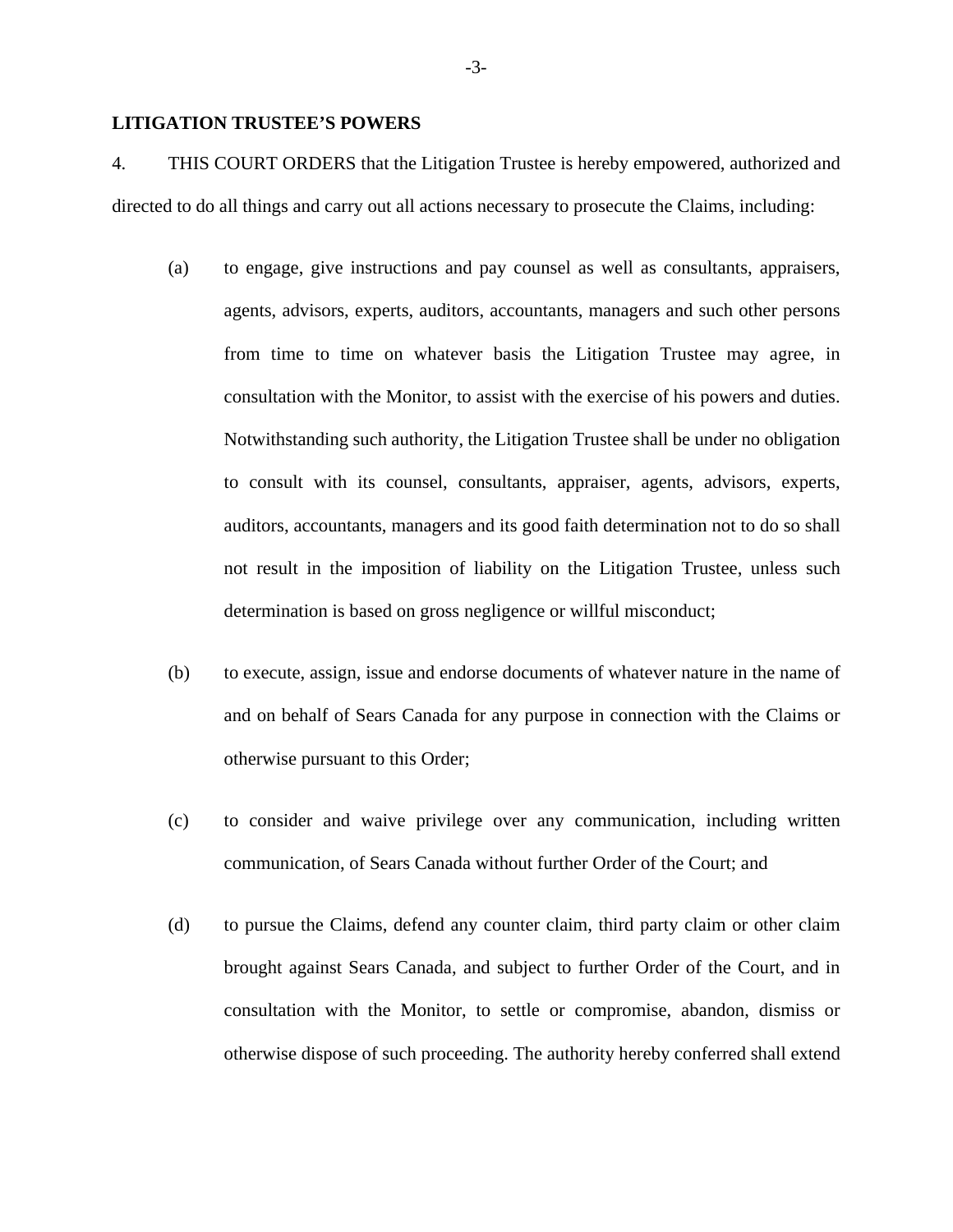**LITIGATION TRUSTEE'S POWERS**

4. THIS COURT ORDERS that the Litigation Trustee is hereby empowered, authorized and directed to do all things and carry out all actions necessary to prosecute the Claims, including:

(a) to engage, give instructions and pay counsel as well as consultants, appraisers, agents, advisors, experts, auditors, accountants, managers and such other persons from time to time on whatever basis the Litigation Trustee may agree, in consultation with the Monitor, to assist with the exercise of his powers and duties. Notwithstanding such authority, the Litigation Trustee shall be under no obligation to consult with its counsel, consultants, appraiser, agents, advisors, experts, auditors, accountants, managers and its good faith determination not to do so shall not result in the imposition of liability on the Litigation Trustee, unless such determination is based on gross negligence or willful misconduct;

(b) to execute, assign, issue and endorse documents of whatever nature in the name of and on behalf of Sears Canada for any purpose in connection with the Claims or otherwise pursuant to this Order;

(c) to consider and waive privilege over any communication, including written communication, of Sears Canada without further Order of the Court; and

(d) to pursue the Claims, defend any counter claim, third party claim or other claim brought against Sears Canada, and subject to further Order of the Court, and in consultation with the Monitor, to settle or compromise, abandon, dismiss or otherwise dispose of such proceeding. The authority hereby conferred shall extend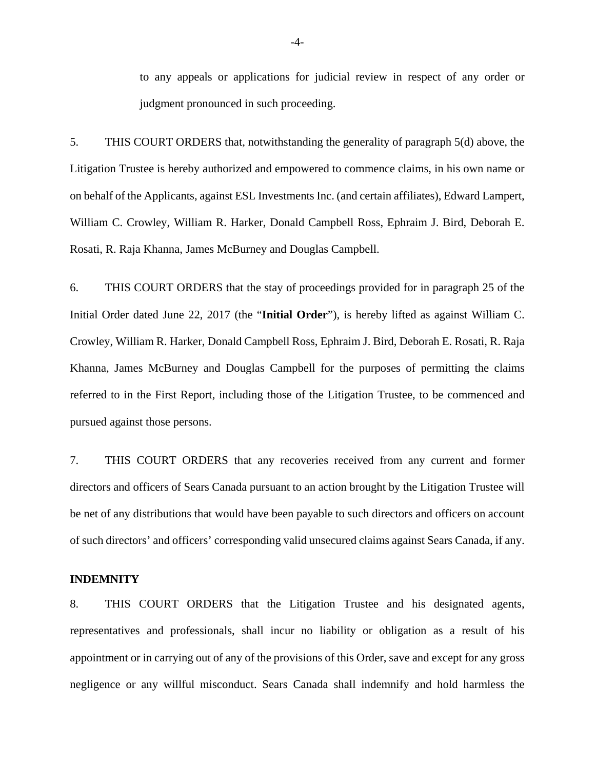to any appeals or applications for judicial review in respect of any order or judgment pronounced in such proceeding.

5. THIS COURT ORDERS that, notwithstanding the generality of paragraph 5(d) above, the Litigation Trustee is hereby authorized and empowered to commence claims, in his own name or on behalf of the Applicants, against ESL Investments Inc. (and certain affiliates), Edward Lampert, William C. Crowley, William R. Harker, Donald Campbell Ross, Ephraim J. Bird, Deborah E. Rosati, R. Raja Khanna, James McBurney and Douglas Campbell.

6. THIS COURT ORDERS that the stay of proceedings provided for in paragraph 25 of the Initial Order dated June 22, 2017 (the "**Initial Order**"), is hereby lifted as against William C. Crowley, William R. Harker, Donald Campbell Ross, Ephraim J. Bird, Deborah E. Rosati, R. Raja Khanna, James McBurney and Douglas Campbell for the purposes of permitting the claims referred to in the First Report, including those of the Litigation Trustee, to be commenced and pursued against those persons.

7. THIS COURT ORDERS that any recoveries received from any current and former directors and officers of Sears Canada pursuant to an action brought by the Litigation Trustee will be net of any distributions that would have been payable to such directors and officers on account of such directors' and officers' corresponding valid unsecured claims against Sears Canada, if any.

**INDEMNITY**

8. THIS COURT ORDERS that the Litigation Trustee and his designated agents, representatives and professionals, shall incur no liability or obligation as a result of his appointment or in carrying out of any of the provisions of this Order, save and except for any gross negligence or any willful misconduct. Sears Canada shall indemnify and hold harmless the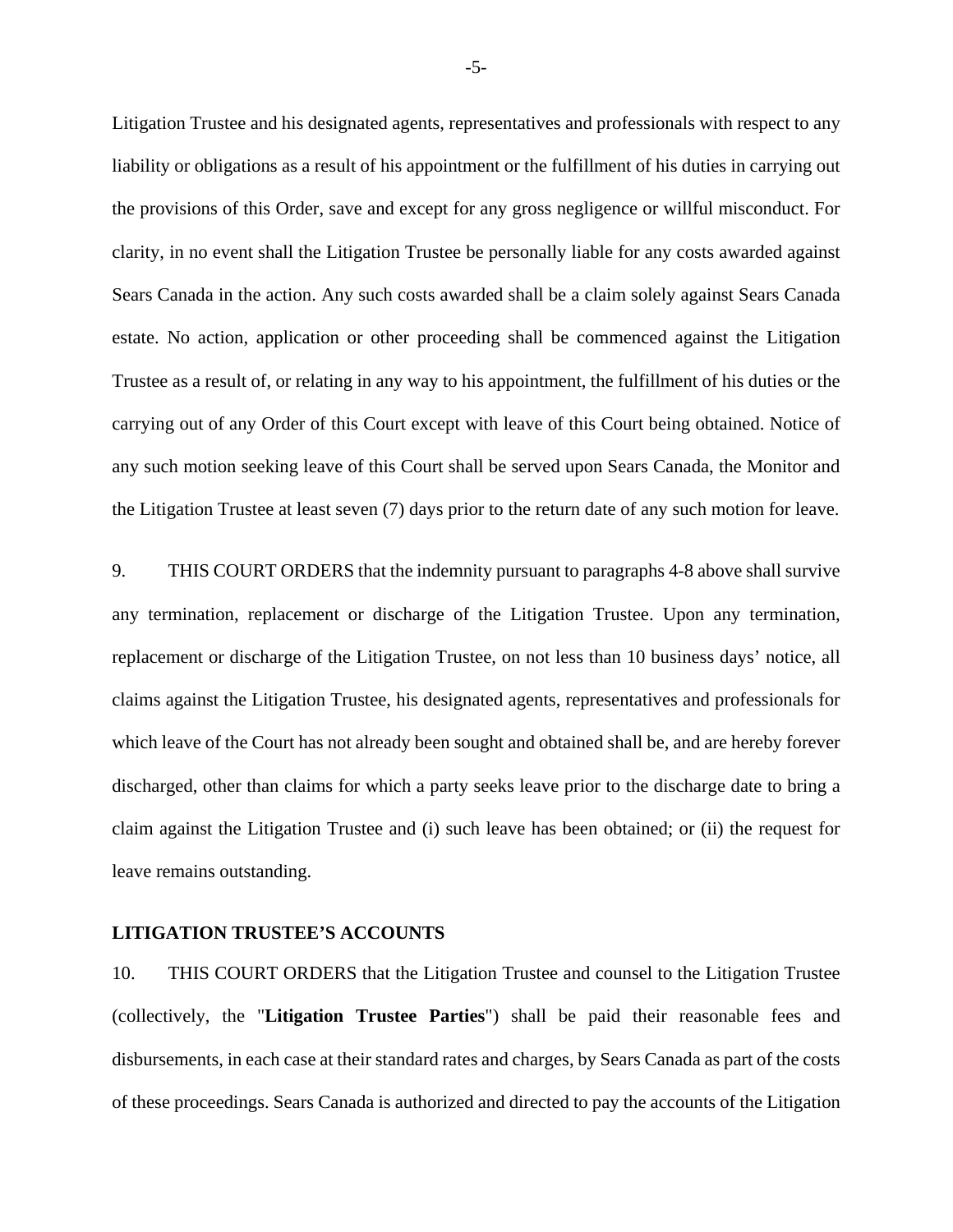Litigation Trustee and his designated agents, representatives and professionals with respect to any liability or obligations as a result of his appointment or the fulfillment of his duties in carrying out the provisions of this Order, save and except for any gross negligence or willful misconduct. For clarity, in no event shall the Litigation Trustee be personally liable for any costs awarded against Sears Canada in the action. Any such costs awarded shall be a claim solely against Sears Canada estate. No action, application or other proceeding shall be commenced against the Litigation Trustee as a result of, or relating in any way to his appointment, the fulfillment of his duties or the carrying out of any Order of this Court except with leave of this Court being obtained. Notice of any such motion seeking leave of this Court shall be served upon Sears Canada, the Monitor and the Litigation Trustee at least seven (7) days prior to the return date of any such motion for leave.

9. THIS COURT ORDERS that the indemnity pursuant to paragraphs 4-8 above shall survive any termination, replacement or discharge of the Litigation Trustee. Upon any termination, replacement or discharge of the Litigation Trustee, on not less than 10 business days' notice, all claims against the Litigation Trustee, his designated agents, representatives and professionals for which leave of the Court has not already been sought and obtained shall be, and are hereby forever discharged, other than claims for which a party seeks leave prior to the discharge date to bring a claim against the Litigation Trustee and (i) such leave has been obtained; or (ii) the request for leave remains outstanding.

**LITIGATION TRUSTEE'S ACCOUNTS**

10. THIS COURT ORDERS that the Litigation Trustee and counsel to the Litigation Trustee (collectively, the "**Litigation Trustee Parties**") shall be paid their reasonable fees and disbursements, in each case at their standard rates and charges, by Sears Canada as part of the costs of these proceedings. Sears Canada is authorized and directed to pay the accounts of the Litigation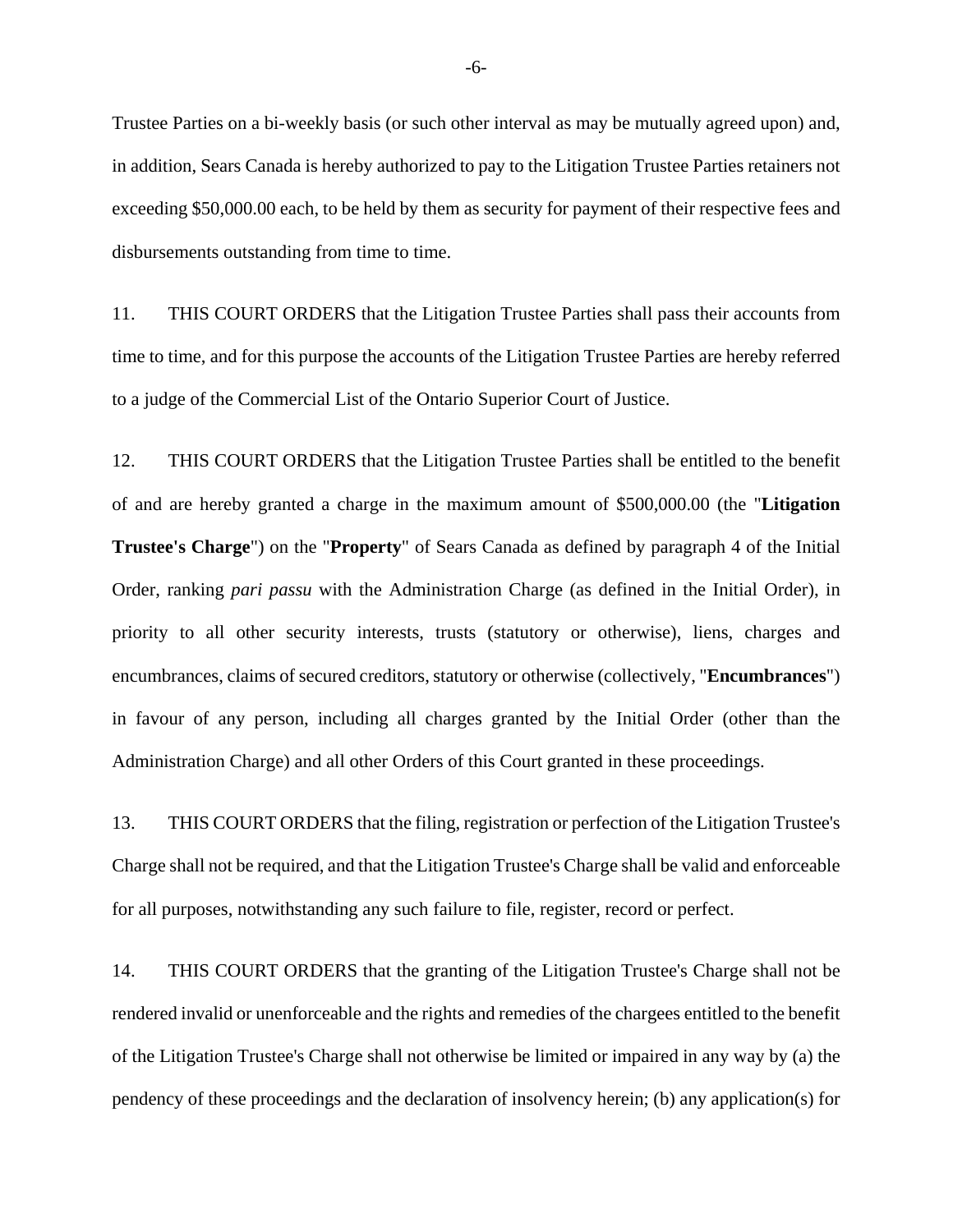Trustee Parties on a bi-weekly basis (or such other interval as may be mutually agreed upon) and, in addition, Sears Canada is hereby authorized to pay to the Litigation Trustee Parties retainers not exceeding $50,000.00 each, to be held by them as security for payment of their respective fees and disbursements outstanding from time to time.

11. THIS COURT ORDERS that the Litigation Trustee Parties shall pass their accounts from time to time, and for this purpose the accounts of the Litigation Trustee Parties are hereby referred to a judge of the Commercial List of the Ontario Superior Court of Justice.

12. THIS COURT ORDERS that the Litigation Trustee Parties shall be entitled to the benefit of and are hereby granted a charge in the maximum amount of $500,000.00 (the "**Litigation Trustee's Charge**") on the "**Property**" of Sears Canada as defined by paragraph 4 of the Initial Order, ranking *pari passu* with the Administration Charge (as defined in the Initial Order), in priority to all other security interests, trusts (statutory or otherwise), liens, charges and encumbrances, claims of secured creditors, statutory or otherwise (collectively, "**Encumbrances**") in favour of any person, including all charges granted by the Initial Order (other than the Administration Charge) and all other Orders of this Court granted in these proceedings.

13. THIS COURT ORDERS that the filing, registration or perfection of the Litigation Trustee's Charge shall not be required, and that the Litigation Trustee's Charge shall be valid and enforceable for all purposes, notwithstanding any such failure to file, register, record or perfect.

14. THIS COURT ORDERS that the granting of the Litigation Trustee's Charge shall not be rendered invalid or unenforceable and the rights and remedies of the chargees entitled to the benefit of the Litigation Trustee's Charge shall not otherwise be limited or impaired in any way by (a) the pendency of these proceedings and the declaration of insolvency herein; (b) any application(s) for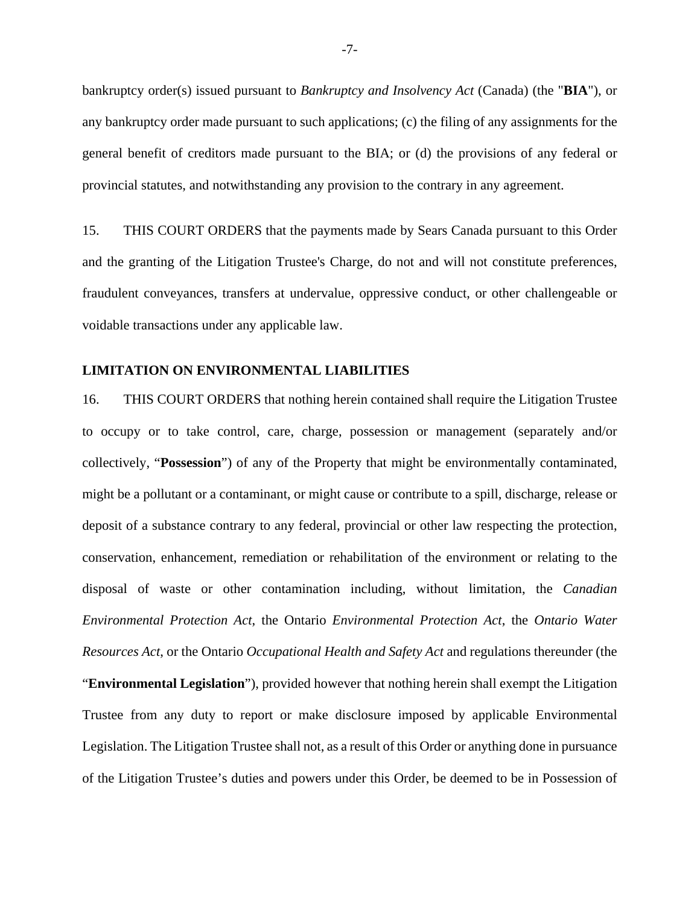bankruptcy order(s) issued pursuant to *Bankruptcy and Insolvency Act* (Canada) (the "**BIA**"), or any bankruptcy order made pursuant to such applications; (c) the filing of any assignments for the general benefit of creditors made pursuant to the BIA; or (d) the provisions of any federal or provincial statutes, and notwithstanding any provision to the contrary in any agreement.

15. THIS COURT ORDERS that the payments made by Sears Canada pursuant to this Order and the granting of the Litigation Trustee's Charge, do not and will not constitute preferences, fraudulent conveyances, transfers at undervalue, oppressive conduct, or other challengeable or voidable transactions under any applicable law.

**LIMITATION ON ENVIRONMENTAL LIABILITIES**

16. THIS COURT ORDERS that nothing herein contained shall require the Litigation Trustee to occupy or to take control, care, charge, possession or management (separately and/or collectively, "**Possession**") of any of the Property that might be environmentally contaminated, might be a pollutant or a contaminant, or might cause or contribute to a spill, discharge, release or deposit of a substance contrary to any federal, provincial or other law respecting the protection, conservation, enhancement, remediation or rehabilitation of the environment or relating to the disposal of waste or other contamination including, without limitation, the *Canadian Environmental Protection Act*, the Ontario *Environmental Protection Act*, the *Ontario Water Resources Act*, or the Ontario *Occupational Health and Safety Act* and regulations thereunder (the "**Environmental Legislation**"), provided however that nothing herein shall exempt the Litigation Trustee from any duty to report or make disclosure imposed by applicable Environmental Legislation. The Litigation Trustee shall not, as a result of this Order or anything done in pursuance of the Litigation Trustee's duties and powers under this Order, be deemed to be in Possession of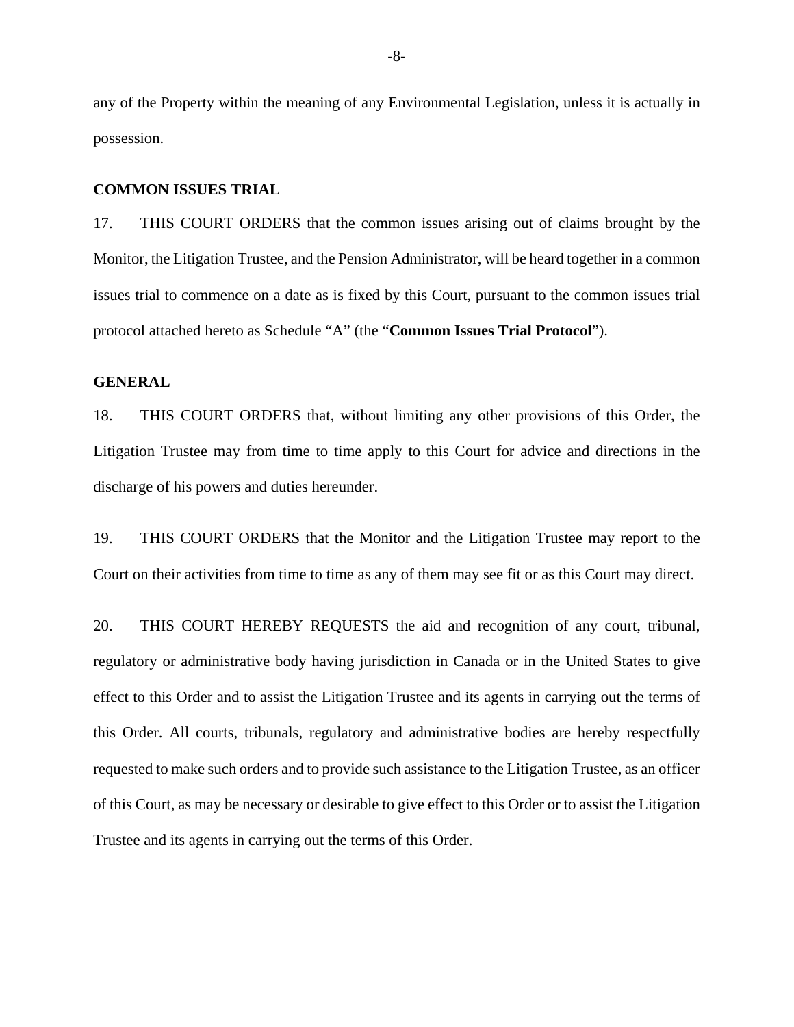any of the Property within the meaning of any Environmental Legislation, unless it is actually in possession.

**COMMON ISSUES TRIAL**

17. THIS COURT ORDERS that the common issues arising out of claims brought by the Monitor, the Litigation Trustee, and the Pension Administrator, will be heard together in a common issues trial to commence on a date as is fixed by this Court, pursuant to the common issues trial protocol attached hereto as Schedule "A" (the "**Common Issues Trial Protocol**").

**GENERAL**

18. THIS COURT ORDERS that, without limiting any other provisions of this Order, the Litigation Trustee may from time to time apply to this Court for advice and directions in the discharge of his powers and duties hereunder.

19. THIS COURT ORDERS that the Monitor and the Litigation Trustee may report to the Court on their activities from time to time as any of them may see fit or as this Court may direct.

20. THIS COURT HEREBY REQUESTS the aid and recognition of any court, tribunal, regulatory or administrative body having jurisdiction in Canada or in the United States to give effect to this Order and to assist the Litigation Trustee and its agents in carrying out the terms of this Order. All courts, tribunals, regulatory and administrative bodies are hereby respectfully requested to make such orders and to provide such assistance to the Litigation Trustee, as an officer of this Court, as may be necessary or desirable to give effect to this Order or to assist the Litigation Trustee and its agents in carrying out the terms of this Order.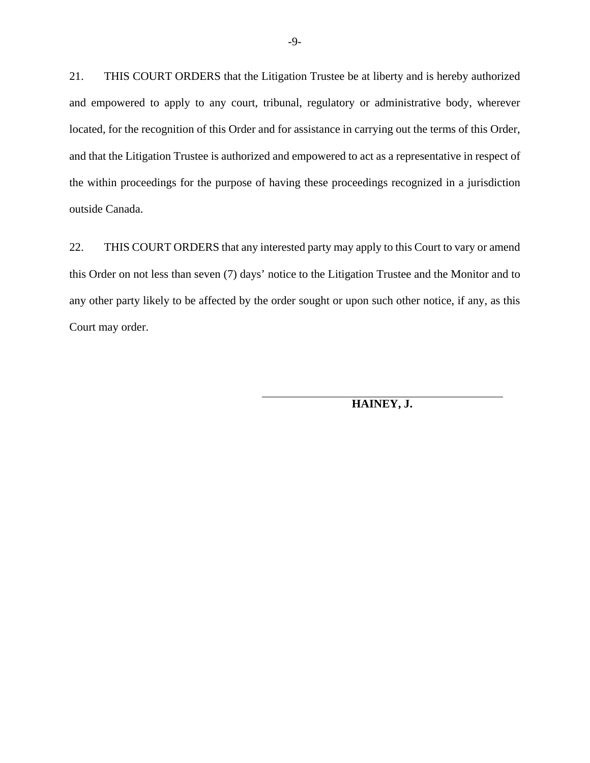21. THIS COURT ORDERS that the Litigation Trustee be at liberty and is hereby authorized and empowered to apply to any court, tribunal, regulatory or administrative body, wherever located, for the recognition of this Order and for assistance in carrying out the terms of this Order, and that the Litigation Trustee is authorized and empowered to act as a representative in respect of the within proceedings for the purpose of having these proceedings recognized in a jurisdiction outside Canada.

22. THIS COURT ORDERS that any interested party may apply to this Court to vary or amend this Order on not less than seven (7) days' notice to the Litigation Trustee and the Monitor and to any other party likely to be affected by the order sought or upon such other notice, if any, as this Court may order.

\_\_\_\_\_\_\_\_\_\_\_\_\_\_\_\_\_\_\_\_\_\_\_\_\_\_\_\_\_\_\_\_\_\_\_\_

**HAINEY, J.**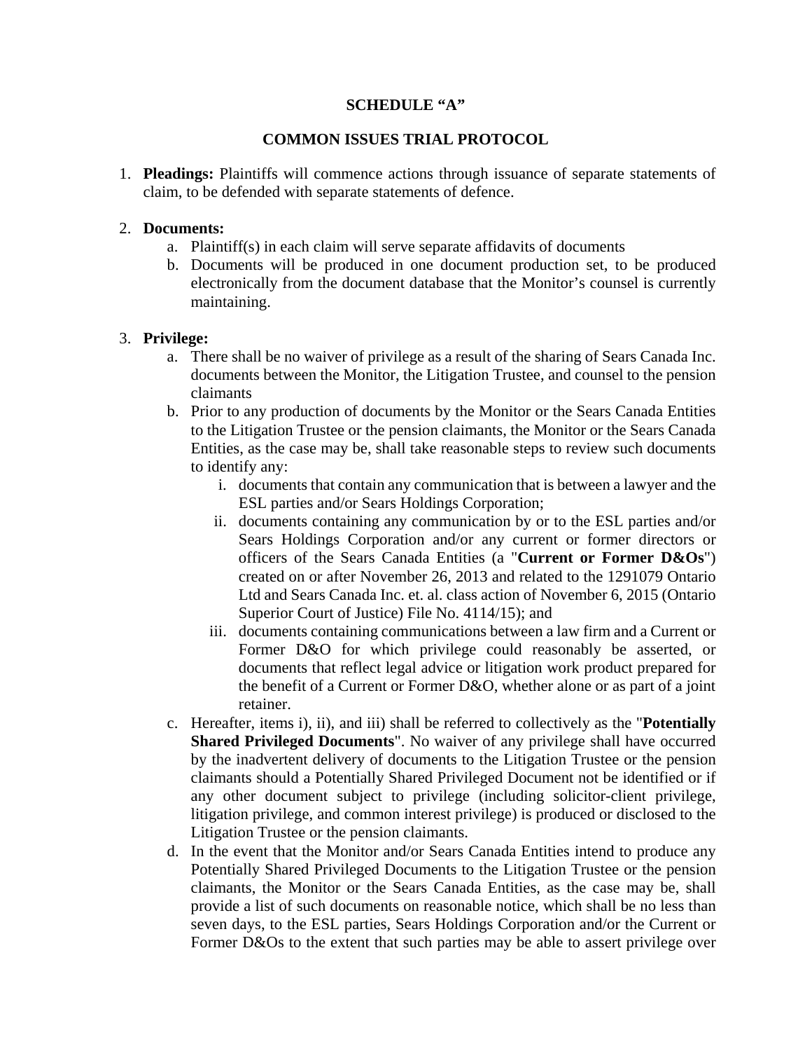**SCHEDULE "A"**

**COMMON ISSUES TRIAL PROTOCOL**

1. **Pleadings:** Plaintiffs will commence actions through issuance of separate statements of claim, to be defended with separate statements of defence.

2. **Documents:**
    a. Plaintiff(s) in each claim will serve separate affidavits of documents
    b. Documents will be produced in one document production set, to be produced electronically from the document database that the Monitor's counsel is currently maintaining.

3. **Privilege:**
    a. There shall be no waiver of privilege as a result of the sharing of Sears Canada Inc. documents between the Monitor, the Litigation Trustee, and counsel to the pension claimants
    b. Prior to any production of documents by the Monitor or the Sears Canada Entities to the Litigation Trustee or the pension claimants, the Monitor or the Sears Canada Entities, as the case may be, shall take reasonable steps to review such documents to identify any:
        i. documents that contain any communication that is between a lawyer and the ESL parties and/or Sears Holdings Corporation;
        ii. documents containing any communication by or to the ESL parties and/or Sears Holdings Corporation and/or any current or former directors or officers of the Sears Canada Entities (a "**Current or Former D&Os**") created on or after November 26, 2013 and related to the 1291079 Ontario Ltd and Sears Canada Inc. et. al. class action of November 6, 2015 (Ontario Superior Court of Justice) File No. 4114/15); and
        iii. documents containing communications between a law firm and a Current or Former D&O for which privilege could reasonably be asserted, or documents that reflect legal advice or litigation work product prepared for the benefit of a Current or Former D&O, whether alone or as part of a joint retainer.
    c. Hereafter, items i), ii), and iii) shall be referred to collectively as the "**Potentially Shared Privileged Documents**". No waiver of any privilege shall have occurred by the inadvertent delivery of documents to the Litigation Trustee or the pension claimants should a Potentially Shared Privileged Document not be identified or if any other document subject to privilege (including solicitor-client privilege, litigation privilege, and common interest privilege) is produced or disclosed to the Litigation Trustee or the pension claimants.
    d. In the event that the Monitor and/or Sears Canada Entities intend to produce any Potentially Shared Privileged Documents to the Litigation Trustee or the pension claimants, the Monitor or the Sears Canada Entities, as the case may be, shall provide a list of such documents on reasonable notice, which shall be no less than seven days, to the ESL parties, Sears Holdings Corporation and/or the Current or Former D&Os to the extent that such parties may be able to assert privilege over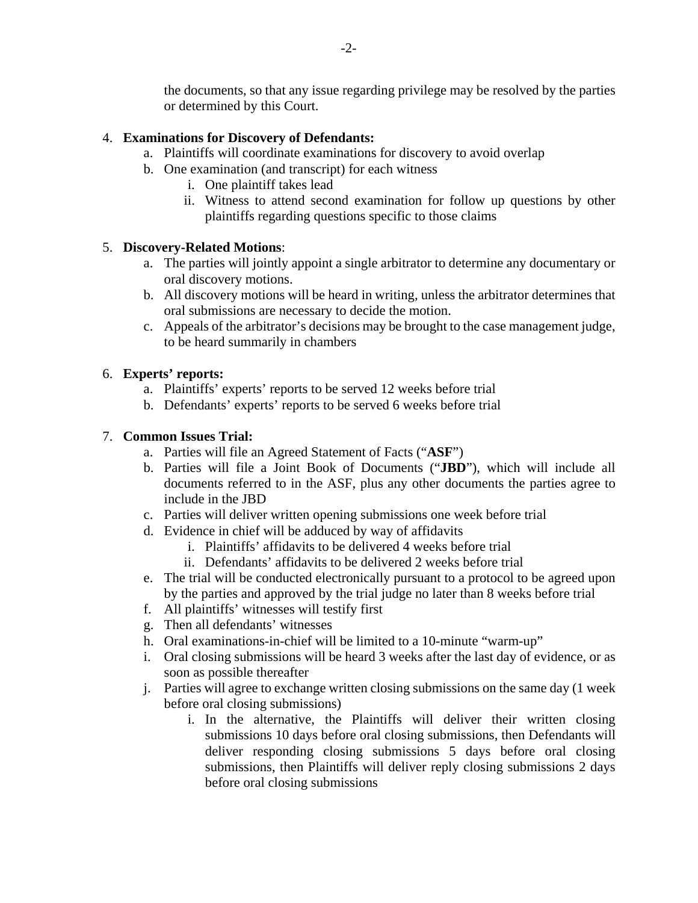the documents, so that any issue regarding privilege may be resolved by the parties or determined by this Court.

4. **Examinations for Discovery of Defendants:**
    a. Plaintiffs will coordinate examinations for discovery to avoid overlap
    b. One examination (and transcript) for each witness
        i. One plaintiff takes lead
        ii. Witness to attend second examination for follow up questions by other plaintiffs regarding questions specific to those claims

5. **Discovery-Related Motions**:
    a. The parties will jointly appoint a single arbitrator to determine any documentary or oral discovery motions.
    b. All discovery motions will be heard in writing, unless the arbitrator determines that oral submissions are necessary to decide the motion.
    c. Appeals of the arbitrator's decisions may be brought to the case management judge, to be heard summarily in chambers

6. **Experts' reports:**
    a. Plaintiffs' experts' reports to be served 12 weeks before trial
    b. Defendants' experts' reports to be served 6 weeks before trial

7. **Common Issues Trial:**
    a. Parties will file an Agreed Statement of Facts ("**ASF**")
    b. Parties will file a Joint Book of Documents ("**JBD**"), which will include all documents referred to in the ASF, plus any other documents the parties agree to include in the JBD
    c. Parties will deliver written opening submissions one week before trial
    d. Evidence in chief will be adduced by way of affidavits
        i. Plaintiffs' affidavits to be delivered 4 weeks before trial
        ii. Defendants' affidavits to be delivered 2 weeks before trial
    e. The trial will be conducted electronically pursuant to a protocol to be agreed upon by the parties and approved by the trial judge no later than 8 weeks before trial
    f. All plaintiffs' witnesses will testify first
    g. Then all defendants' witnesses
    h. Oral examinations-in-chief will be limited to a 10-minute "warm-up"
    i. Oral closing submissions will be heard 3 weeks after the last day of evidence, or as soon as possible thereafter
    j. Parties will agree to exchange written closing submissions on the same day (1 week before oral closing submissions)
        i. In the alternative, the Plaintiffs will deliver their written closing submissions 10 days before oral closing submissions, then Defendants will deliver responding closing submissions 5 days before oral closing submissions, then Plaintiffs will deliver reply closing submissions 2 days before oral closing submissions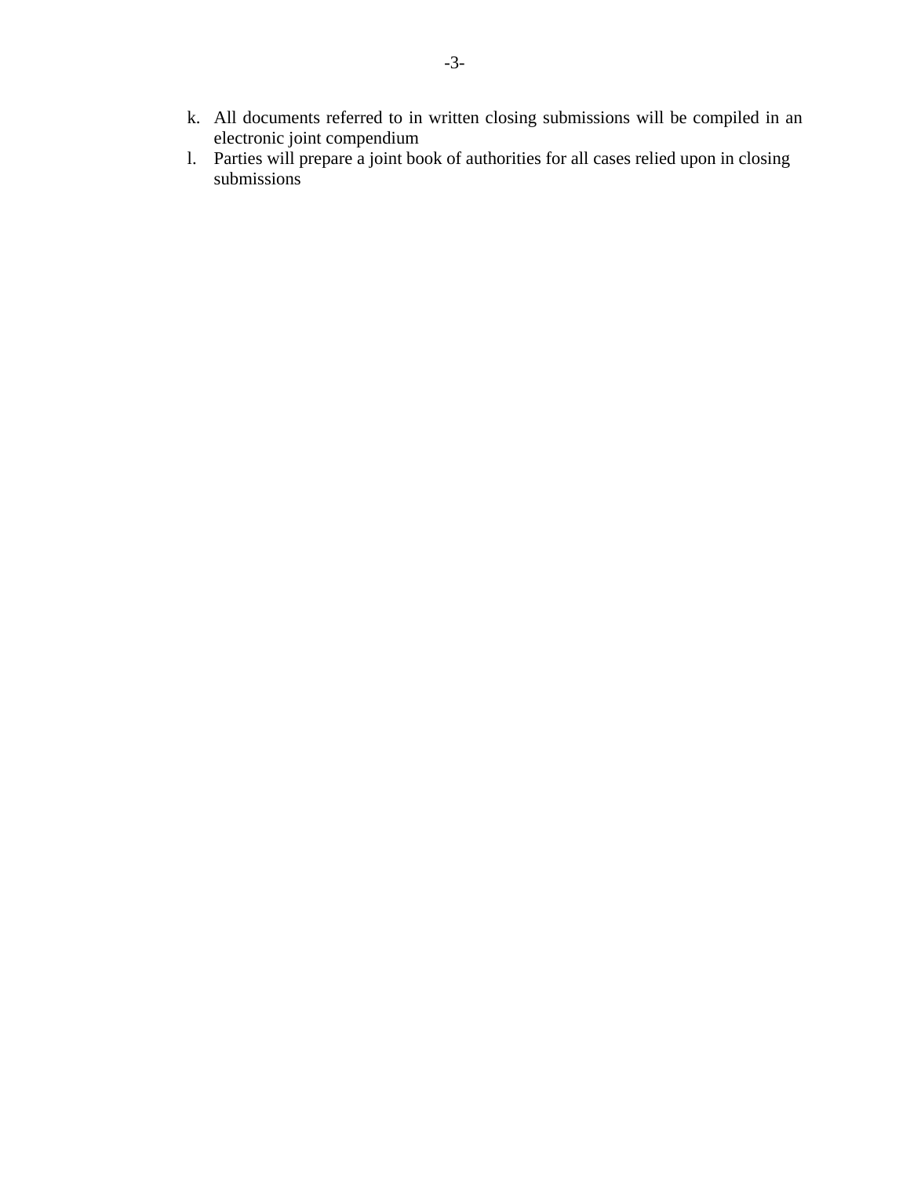k. All documents referred to in written closing submissions will be compiled in an electronic joint compendium
l. Parties will prepare a joint book of authorities for all cases relied upon in closing submissions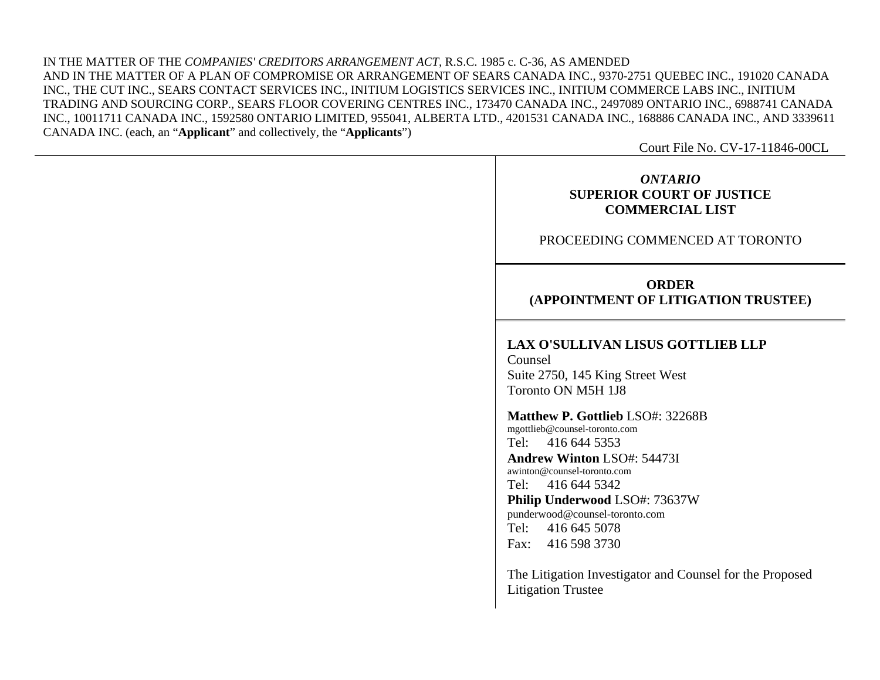IN THE MATTER OF THE *COMPANIES' CREDITORS ARRANGEMENT ACT*, R.S.C. 1985 c. C-36, AS AMENDED
AND IN THE MATTER OF A PLAN OF COMPROMISE OR ARRANGEMENT OF SEARS CANADA INC., 9370-2751 QUEBEC INC., 191020 CANADA INC., THE CUT INC., SEARS CONTACT SERVICES INC., INITIUM LOGISTICS SERVICES INC., INITIUM COMMERCE LABS INC., INITIUM TRADING AND SOURCING CORP., SEARS FLOOR COVERING CENTRES INC., 173470 CANADA INC., 2497089 ONTARIO INC., 6988741 CANADA INC., 10011711 CANADA INC., 1592580 ONTARIO LIMITED, 955041, ALBERTA LTD., 4201531 CANADA INC., 168886 CANADA INC., AND 3339611 CANADA INC. (each, an "**Applicant**" and collectively, the "**Applicants**")

Court File No. CV-17-11846-00CL

***ONTARIO***
**SUPERIOR COURT OF JUSTICE**
**COMMERCIAL LIST**

PROCEEDING COMMENCED AT TORONTO

**ORDER**
**(APPOINTMENT OF LITIGATION TRUSTEE)**

**LAX O'SULLIVAN LISUS GOTTLIEB LLP**
Counsel
Suite 2750, 145 King Street West
Toronto ON M5H 1J8

**Matthew P. Gottlieb** LSO#: 32268B
mgottlieb@counsel-toronto.com
Tel: 416 644 5353
**Andrew Winton** LSO#: 54473I
awinton@counsel-toronto.com
Tel: 416 644 5342
**Philip Underwood** LSO#: 73637W
punderwood@counsel-toronto.com
Tel: 416 645 5078
Fax: 416 598 3730

The Litigation Investigator and Counsel for the Proposed Litigation Trustee